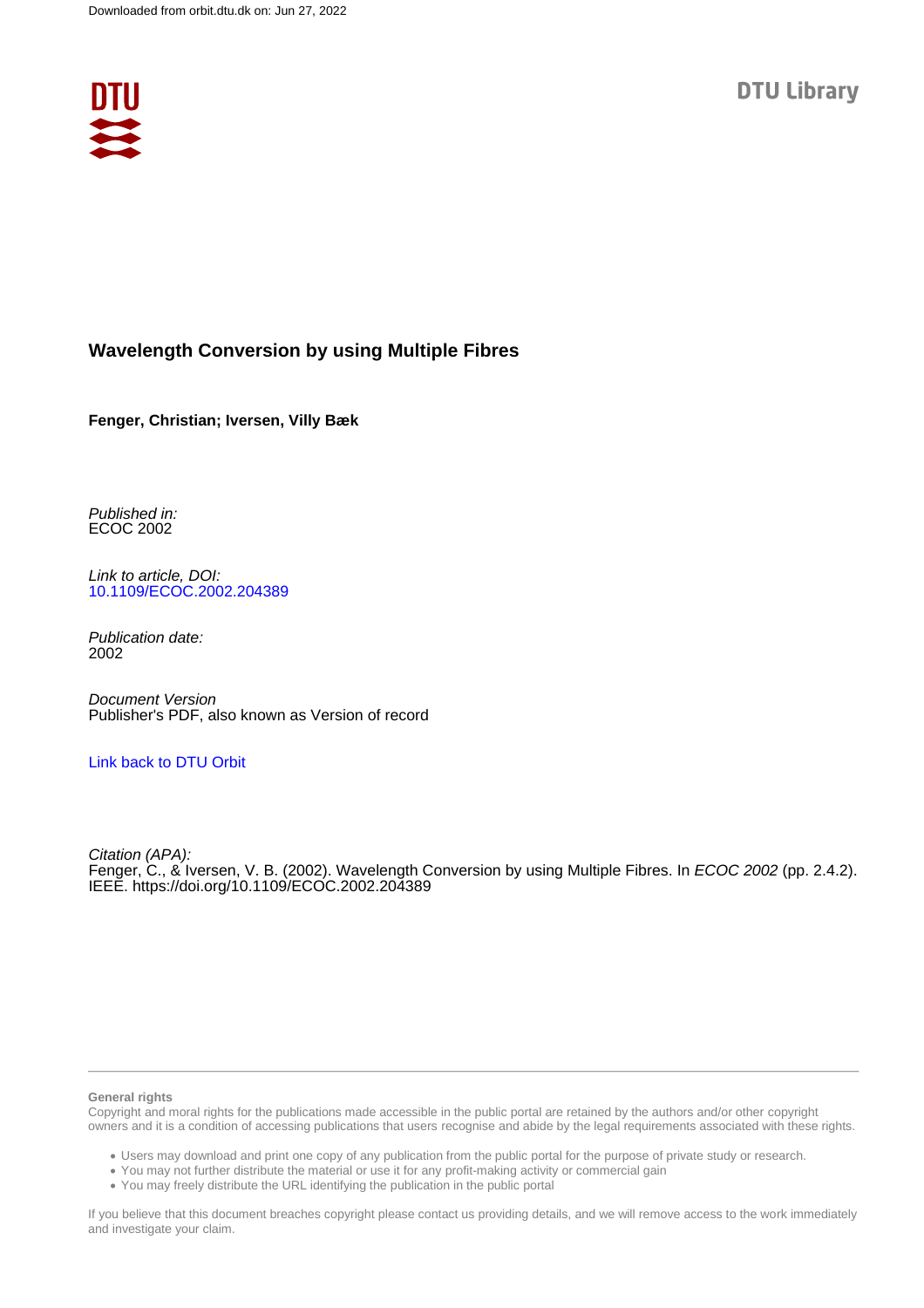Downloaded from orbit.dtu.dk on: Jun 27, 2022

DTU Library

# Wavelength Conversion by using Multiple Fibres

**Fenger, Christian; Iversen, Villy Bæk**

*Published in:*
ECOC 2002

*Link to article, DOI:*
10.1109/ECOC.2002.204389

*Publication date:*
2002

*Document Version*
Publisher's PDF, also known as Version of record

Link back to DTU Orbit

*Citation (APA):*
Fenger, C., & Iversen, V. B. (2002). Wavelength Conversion by using Multiple Fibres. In *ECOC 2002* (pp. 2.4.2). IEEE. https://doi.org/10.1109/ECOC.2002.204389

**General rights**

Copyright and moral rights for the publications made accessible in the public portal are retained by the authors and/or other copyright owners and it is a condition of accessing publications that users recognise and abide by the legal requirements associated with these rights.

- Users may download and print one copy of any publication from the public portal for the purpose of private study or research.
- You may not further distribute the material or use it for any profit-making activity or commercial gain
- You may freely distribute the URL identifying the publication in the public portal

If you believe that this document breaches copyright please contact us providing details, and we will remove access to the work immediately and investigate your claim.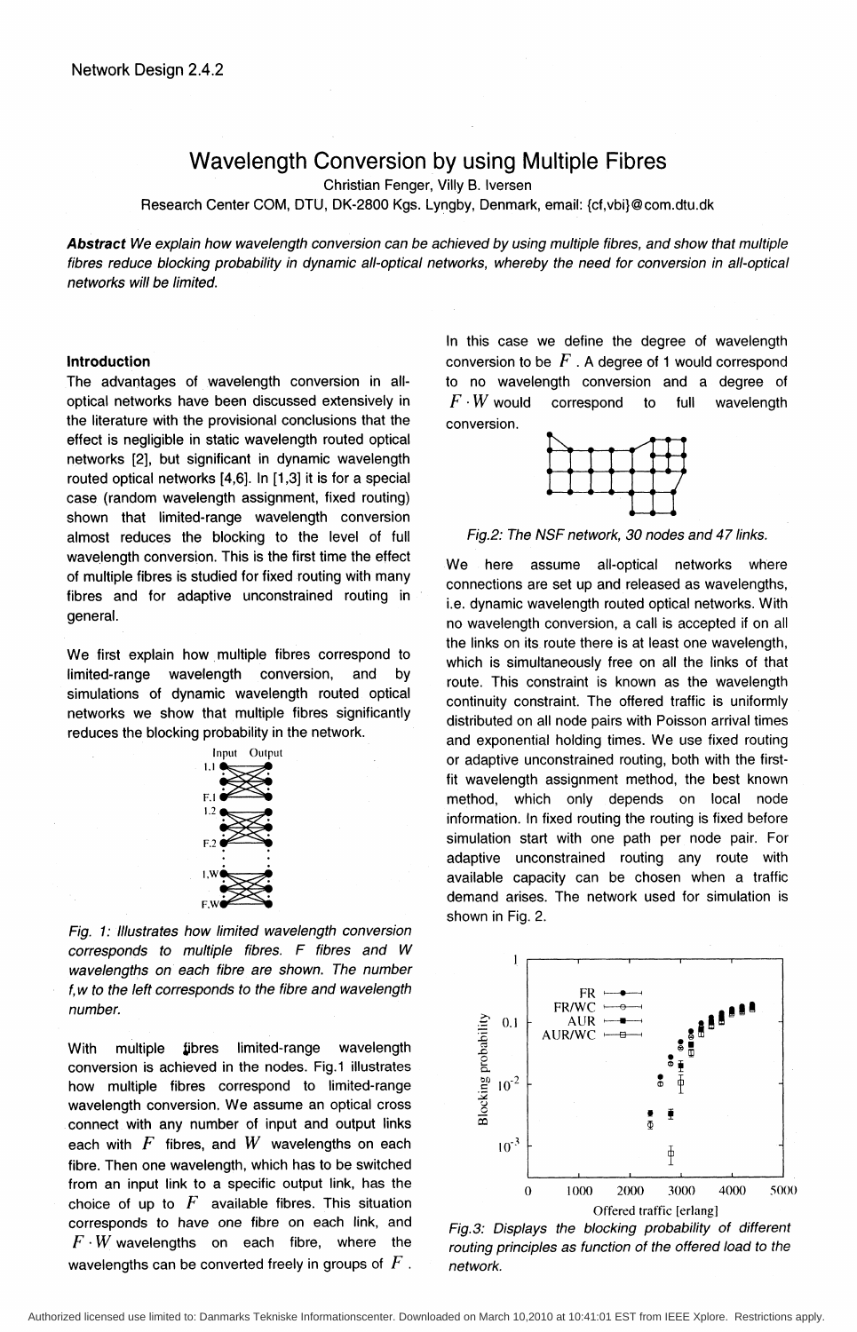# Wavelength Conversion by using Multiple Fibres

Christian Fenger, Villy B. Iversen

Research Center COM, DTU, DK-2800 Kgs. Lyngby, Denmark, email: {cf,vbi}@com.dtu.dk

***Abstract** We explain how wavelength conversion can be achieved by using multiple fibres, and show that multiple fibres reduce blocking probability in dynamic all-optical networks, whereby the need for conversion in all-optical networks will be limited.*

### Introduction

The advantages of wavelength conversion in all-optical networks have been discussed extensively in the literature with the provisional conclusions that the effect is negligible in static wavelength routed optical networks [2], but significant in dynamic wavelength routed optical networks [4,6]. In [1,3] it is for a special case (random wavelength assignment, fixed routing) shown that limited-range wavelength conversion almost reduces the blocking to the level of full wavelength conversion. This is the first time the effect of multiple fibres is studied for fixed routing with many fibres and for adaptive unconstrained routing in general.

We first explain how multiple fibres correspond to limited-range wavelength conversion, and by simulations of dynamic wavelength routed optical networks we show that multiple fibres significantly reduces the blocking probability in the network.

*Fig. 1: Illustrates how limited wavelength conversion corresponds to multiple fibres. F fibres and W wavelengths on each fibre are shown. The number f,w to the left corresponds to the fibre and wavelength number.*

With multiple fibres limited-range wavelength conversion is achieved in the nodes. Fig.1 illustrates how multiple fibres correspond to limited-range wavelength conversion. We assume an optical cross connect with any number of input and output links each with $F$ fibres, and $W$ wavelengths on each fibre. Then one wavelength, which has to be switched from an input link to a specific output link, has the choice of up to $F$ available fibres. This situation corresponds to have one fibre on each link, and $F \cdot W$ wavelengths on each fibre, where the wavelengths can be converted freely in groups of $F$.

In this case we define the degree of wavelength conversion to be $F$. A degree of 1 would correspond to no wavelength conversion and a degree of $F \cdot W$ would correspond to full wavelength conversion.

*Fig.2: The NSF network, 30 nodes and 47 links.*

We here assume all-optical networks where connections are set up and released as wavelengths, i.e. dynamic wavelength routed optical networks. With no wavelength conversion, a call is accepted if on all the links on its route there is at least one wavelength, which is simultaneously free on all the links of that route. This constraint is known as the wavelength continuity constraint. The offered traffic is uniformly distributed on all node pairs with Poisson arrival times and exponential holding times. We use fixed routing or adaptive unconstrained routing, both with the first-fit wavelength assignment method, the best known method, which only depends on local node information. In fixed routing the routing is fixed before simulation start with one path per node pair. For adaptive unconstrained routing any route with available capacity can be chosen when a traffic demand arises. The network used for simulation is shown in Fig. 2.

*Fig.3: Displays the blocking probability of different routing principles as function of the offered load to the network.*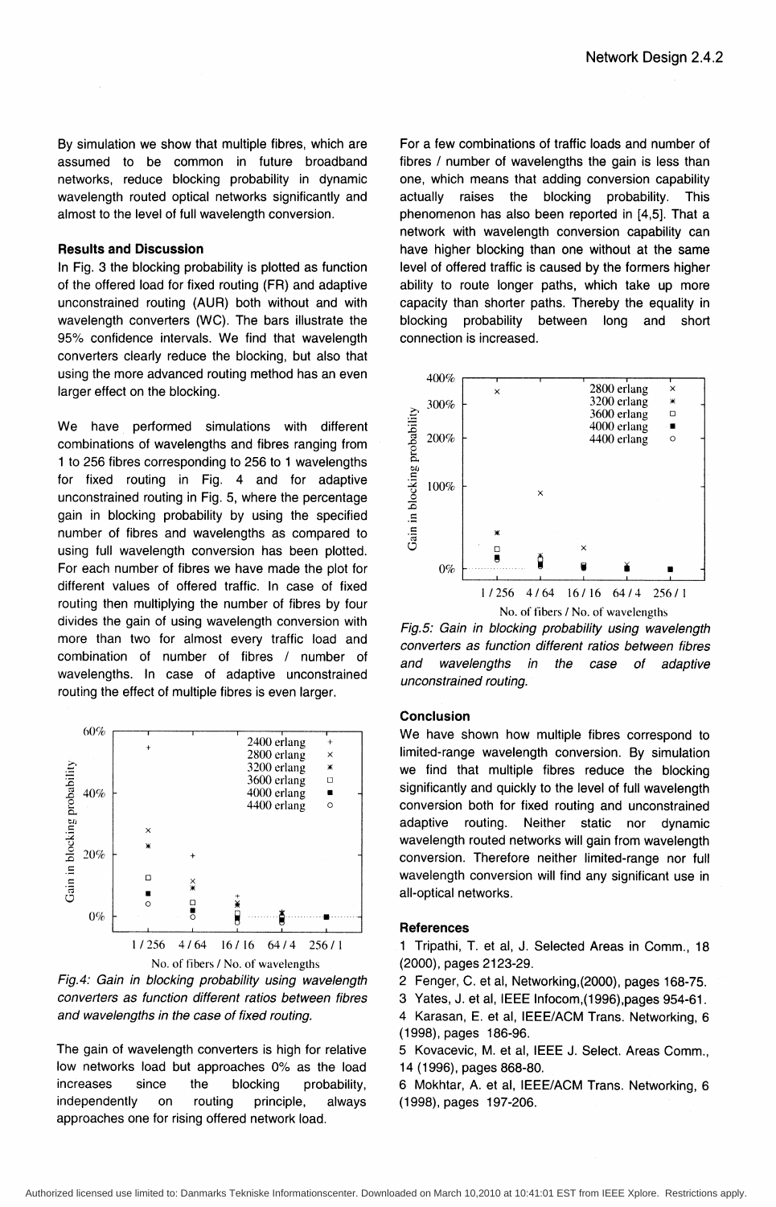By simulation we show that multiple fibres, which are assumed to be common in future broadband networks, reduce blocking probability in dynamic wavelength routed optical networks significantly and almost to the level of full wavelength conversion.

## Results and Discussion

In Fig. 3 the blocking probability is plotted as function of the offered load for fixed routing (FR) and adaptive unconstrained routing (AUR) both without and with wavelength converters (WC). The bars illustrate the 95% confidence intervals. We find that wavelength converters clearly reduce the blocking, but also that using the more advanced routing method has an even larger effect on the blocking.

We have performed simulations with different combinations of wavelengths and fibres ranging from 1 to 256 fibres corresponding to 256 to 1 wavelengths for fixed routing in Fig. 4 and for adaptive unconstrained routing in Fig. 5, where the percentage gain in blocking probability by using the specified number of fibres and wavelengths as compared to using full wavelength conversion has been plotted. For each number of fibres we have made the plot for different values of offered traffic. In case of fixed routing then multiplying the number of fibres by four divides the gain of using wavelength conversion with more than two for almost every traffic load and combination of number of fibres / number of wavelengths. In case of adaptive unconstrained routing the effect of multiple fibres is even larger.

60%
40%
20%
0%
Gain in blocking probability
2400 erlang +
2800 erlang ×
3200 erlang ✳
3600 erlang □
4000 erlang ■
4400 erlang ○
1 / 256 4 / 64 16 / 16 64 / 4 256 / 1
No. of fibers / No. of wavelengths

*Fig.4: Gain in blocking probability using wavelength converters as function different ratios between fibres and wavelengths in the case of fixed routing.*

The gain of wavelength converters is high for relative low networks load but approaches 0% as the load increases since the blocking probability, independently on routing principle, always approaches one for rising offered network load.

For a few combinations of traffic loads and number of fibres / number of wavelengths the gain is less than one, which means that adding conversion capability actually raises the blocking probability. This phenomenon has also been reported in [4,5]. That a network with wavelength conversion capability can have higher blocking than one without at the same level of offered traffic is caused by the formers higher ability to route longer paths, which take up more capacity than shorter paths. Thereby the equality in blocking probability between long and short connection is increased.

400%
300%
200%
100%
0%
Gain in blocking probability
2800 erlang ×
3200 erlang ✳
3600 erlang □
4000 erlang ■
4400 erlang ○
1 / 256 4 / 64 16 / 16 64 / 4 256 / 1
No. of fibers / No. of wavelengths

*Fig.5: Gain in blocking probability using wavelength converters as function different ratios between fibres and wavelengths in the case of adaptive unconstrained routing.*

## Conclusion

We have shown how multiple fibres correspond to limited-range wavelength conversion. By simulation we find that multiple fibres reduce the blocking significantly and quickly to the level of full wavelength conversion both for fixed routing and unconstrained adaptive routing. Neither static nor dynamic wavelength routed networks will gain from wavelength conversion. Therefore neither limited-range nor full wavelength conversion will find any significant use in all-optical networks.

## References

1 Tripathi, T. et al, J. Selected Areas in Comm., 18 (2000), pages 2123-29.

2 Fenger, C. et al, Networking,(2000), pages 168-75.

3 Yates, J. et al, IEEE Infocom,(1996),pages 954-61.

4 Karasan, E. et al, IEEE/ACM Trans. Networking, 6 (1998), pages 186-96.

5 Kovacevic, M. et al, IEEE J. Select. Areas Comm., 14 (1996), pages 868-80.

6 Mokhtar, A. et al, IEEE/ACM Trans. Networking, 6 (1998), pages 197-206.